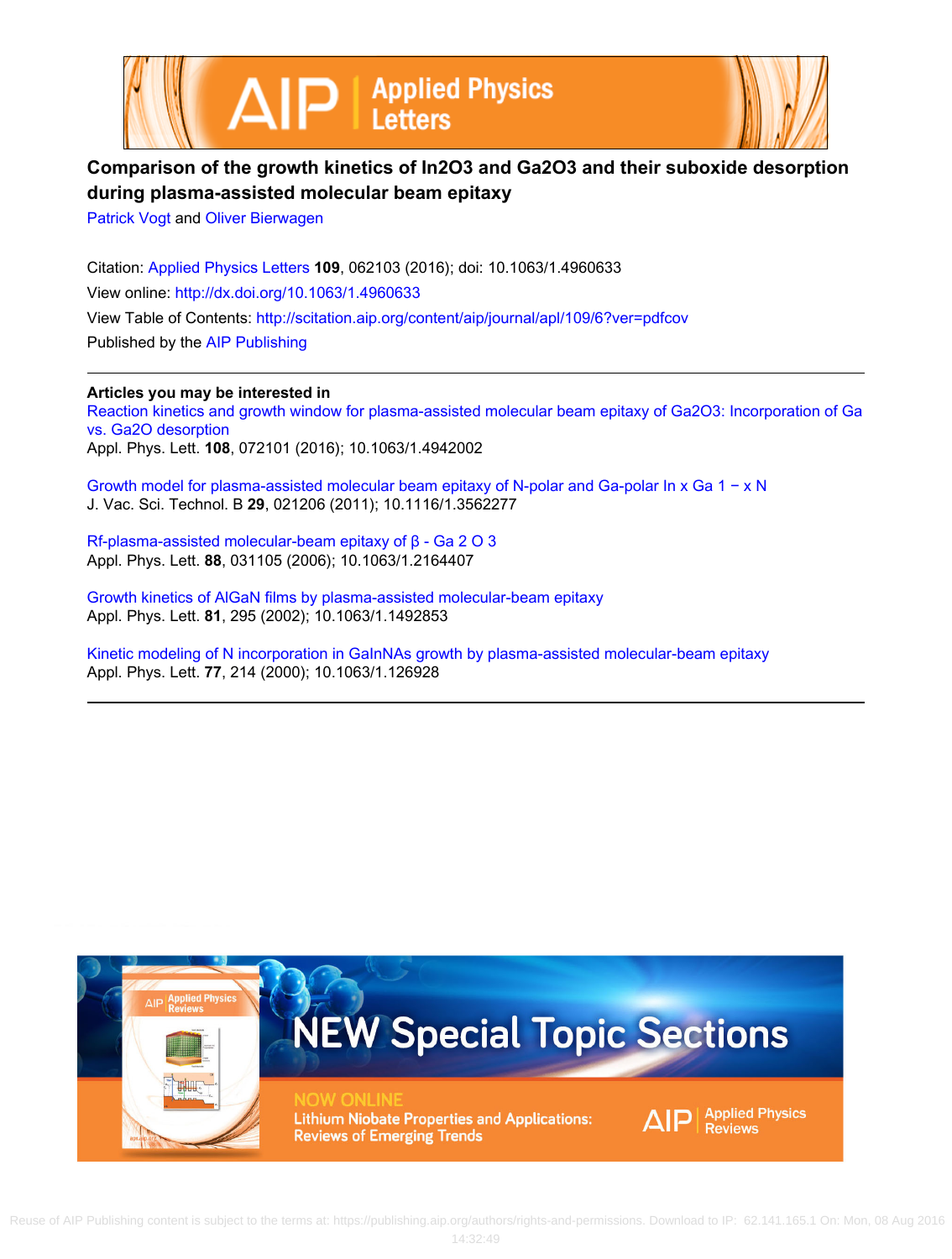# Comparison of the growth kinetics of $In_2O_3$ and $Ga_2O_3$ and their suboxide desorption during plasma-assisted molecular beam epitaxy

Patrick Vogt and Oliver Bierwagen

Citation: Applied Physics Letters **109**, 062103 (2016); doi: 10.1063/1.4960633

View online: http://dx.doi.org/10.1063/1.4960633

View Table of Contents: http://scitation.aip.org/content/aip/journal/apl/109/6?ver=pdfcov

Published by the AIP Publishing

---

**Articles you may be interested in**

Reaction kinetics and growth window for plasma-assisted molecular beam epitaxy of $Ga_2O_3$: Incorporation of Ga vs. $Ga_2O$ desorption
Appl. Phys. Lett. **108**, 072101 (2016); 10.1063/1.4942002

Growth model for plasma-assisted molecular beam epitaxy of N-polar and Ga-polar $In_xGa_{1-x}N$
J. Vac. Sci. Technol. B **29**, 021206 (2011); 10.1116/1.3562277

Rf-plasma-assisted molecular-beam epitaxy of $\beta$-$Ga_2O_3$
Appl. Phys. Lett. **88**, 031105 (2006); 10.1063/1.2164407

Growth kinetics of AlGaN films by plasma-assisted molecular-beam epitaxy
Appl. Phys. Lett. **81**, 295 (2002); 10.1063/1.1492853

Kinetic modeling of N incorporation in GaInNAs growth by plasma-assisted molecular-beam epitaxy
Appl. Phys. Lett. **77**, 214 (2000); 10.1063/1.126928

---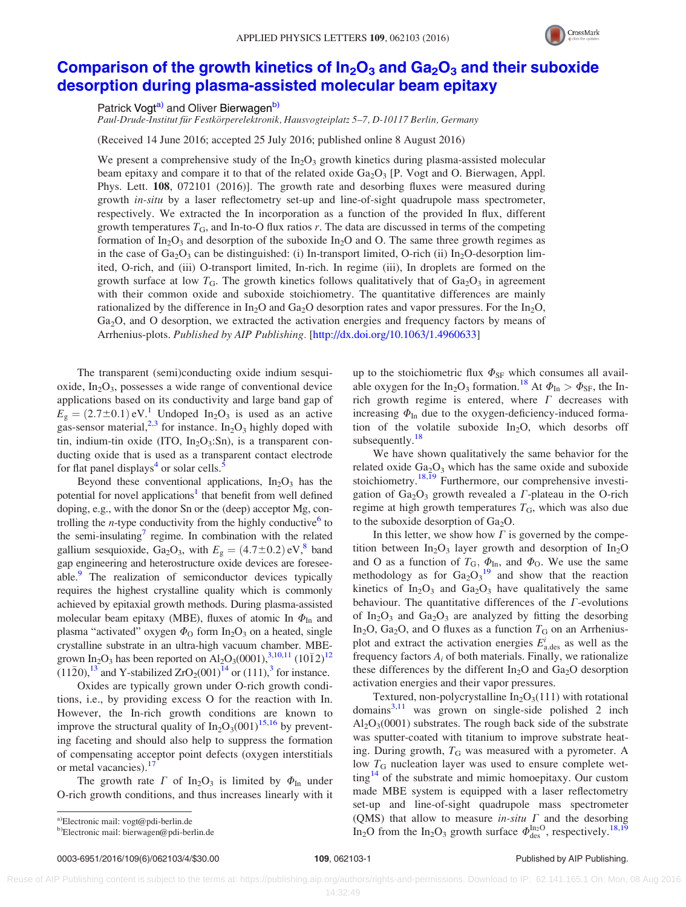# Comparison of the growth kinetics of $In_2O_3$ and $Ga_2O_3$ and their suboxide desorption during plasma-assisted molecular beam epitaxy

Patrick Vogt[a] and Oliver Bierwagen[b]

*Paul-Drude-Institut für Festkörperelektronik, Hausvogteiplatz 5–7, D-10117 Berlin, Germany*

(Received 14 June 2016; accepted 25 July 2016; published online 8 August 2016)

We present a comprehensive study of the $In_2O_3$ growth kinetics during plasma-assisted molecular beam epitaxy and compare it to that of the related oxide $Ga_2O_3$ [P. Vogt and O. Bierwagen, Appl. Phys. Lett. **108**, 072101 (2016)]. The growth rate and desorbing fluxes were measured during growth *in-situ* by a laser reflectometry set-up and line-of-sight quadrupole mass spectrometer, respectively. We extracted the In incorporation as a function of the provided In flux, different growth temperatures $T_G$, and In-to-O flux ratios $r$. The data are discussed in terms of the competing formation of $In_2O_3$ and desorption of the suboxide $In_2O$ and O. The same three growth regimes as in the case of $Ga_2O_3$ can be distinguished: (i) In-transport limited, O-rich (ii) $In_2O$-desorption limited, O-rich, and (iii) O-transport limited, In-rich. In regime (iii), In droplets are formed on the growth surface at low $T_G$. The growth kinetics follows qualitatively that of $Ga_2O_3$ in agreement with their common oxide and suboxide stoichiometry. The quantitative differences are mainly rationalized by the difference in $In_2O$ and $Ga_2O$ desorption rates and vapor pressures. For the $In_2O$, $Ga_2O$, and O desorption, we extracted the activation energies and frequency factors by means of Arrhenius-plots. *Published by AIP Publishing.* [http://dx.doi.org/10.1063/1.4960633]

The transparent (semi)conducting oxide indium sesquioxide, $In_2O_3$, possesses a wide range of conventional device applications based on its conductivity and large band gap of $E_g = (2.7\pm0.1)$ eV.[1] Undoped $In_2O_3$ is used as an active gas-sensor material,[2,3] for instance. $In_2O_3$ highly doped with tin, indium-tin oxide (ITO, $In_2O_3$:Sn), is a transparent conducting oxide that is used as a transparent contact electrode for flat panel displays[4] or solar cells.[5]

Beyond these conventional applications, $In_2O_3$ has the potential for novel applications[1] that benefit from well defined doping, e.g., with the donor Sn or the (deep) acceptor Mg, controlling the *n*-type conductivity from the highly conductive[6] to the semi-insulating[7] regime. In combination with the related gallium sesquioxide, $Ga_2O_3$, with $E_g = (4.7\pm0.2)$ eV,[8] band gap engineering and heterostructure oxide devices are foreseeable.[9] The realization of semiconductor devices typically requires the highest crystalline quality which is commonly achieved by epitaxial growth methods. During plasma-assisted molecular beam epitaxy (MBE), fluxes of atomic In $\Phi_{In}$ and plasma "activated" oxygen $\Phi_O$ form $In_2O_3$ on a heated, single crystalline substrate in an ultra-high vacuum chamber. MBE-grown $In_2O_3$ has been reported on $Al_2O_3(0001)$,[3,10,11] $(10\bar{1}2)$[12] $(11\bar{2}0)$,[13] and Y-stabilized $ZrO_2(001)$[14] or (111),[3] for instance.

Oxides are typically grown under O-rich growth conditions, i.e., by providing excess O for the reaction with In. However, the In-rich growth conditions are known to improve the structural quality of $In_2O_3(001)$[15,16] by preventing faceting and should also help to suppress the formation of compensating acceptor point defects (oxygen interstitials or metal vacancies).[17]

The growth rate $\Gamma$ of $In_2O_3$ is limited by $\Phi_{In}$ under O-rich growth conditions, and thus increases linearly with it up to the stoichiometric flux $\Phi_{SF}$ which consumes all available oxygen for the $In_2O_3$ formation.[18] At $\Phi_{In} > \Phi_{SF}$, the In-rich growth regime is entered, where $\Gamma$ decreases with increasing $\Phi_{In}$ due to the oxygen-deficiency-induced formation of the volatile suboxide $In_2O$, which desorbs off subsequently.[18]

We have shown qualitatively the same behavior for the related oxide $Ga_2O_3$ which has the same oxide and suboxide stoichiometry.[18,19] Furthermore, our comprehensive investigation of $Ga_2O_3$ growth revealed a $\Gamma$-plateau in the O-rich regime at high growth temperatures $T_G$, which was also due to the suboxide desorption of $Ga_2O$.

In this letter, we show how $\Gamma$ is governed by the competition between $In_2O_3$ layer growth and desorption of $In_2O$ and O as a function of $T_G$, $\Phi_{In}$, and $\Phi_O$. We use the same methodology as for $Ga_2O_3$[19] and show that the reaction kinetics of $In_2O_3$ and $Ga_2O_3$ have qualitatively the same behaviour. The quantitative differences of the $\Gamma$-evolutions of $In_2O_3$ and $Ga_2O_3$ are analyzed by fitting the desorbing $In_2O$, $Ga_2O$, and O fluxes as a function $T_G$ on an Arrhenius-plot and extract the activation energies $E^i_{a,des}$ as well as the frequency factors $A_i$ of both materials. Finally, we rationalize these differences by the different $In_2O$ and $Ga_2O$ desorption activation energies and their vapor pressures.

Textured, non-polycrystalline $In_2O_3(111)$ with rotational domains[3,11] was grown on single-side polished 2 inch $Al_2O_3(0001)$ substrates. The rough back side of the substrate was sputter-coated with titanium to improve substrate heating. During growth, $T_G$ was measured with a pyrometer. A low $T_G$ nucleation layer was used to ensure complete wetting[14] of the substrate and mimic homoepitaxy. Our custom made MBE system is equipped with a laser reflectometry set-up and line-of-sight quadrupole mass spectrometer (QMS) that allow to measure *in-situ* $\Gamma$ and the desorbing $In_2O$ from the $In_2O_3$ growth surface $\Phi^{In_2O}_{des}$, respectively.[18,19]

---

[a] Electronic mail: vogt@pdi-berlin.de

[b] Electronic mail: bierwagen@pdi-berlin.de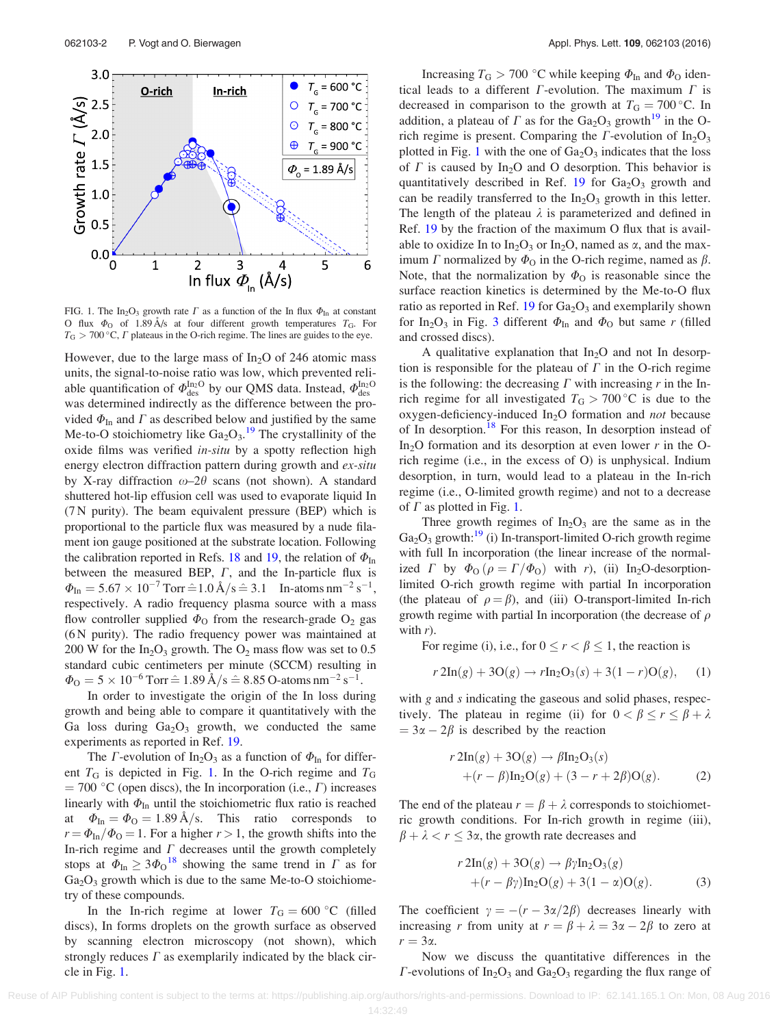FIG. 1. The $In_2O_3$ growth rate $\Gamma$ as a function of the In flux $\Phi_{In}$ at constant O flux $\Phi_O$ of 1.89 Å/s at four different growth temperatures $T_G$. For $T_G > 700\,°C$, $\Gamma$ plateaus in the O-rich regime. The lines are guides to the eye.

However, due to the large mass of $In_2O$ of 246 atomic mass units, the signal-to-noise ratio was low, which prevented reliable quantification of $\Phi_{des}^{In_2O}$ by our QMS data. Instead, $\Phi_{des}^{In_2O}$ was determined indirectly as the difference between the provided $\Phi_{In}$ and $\Gamma$ as described below and justified by the same Me-to-O stoichiometry like $Ga_2O_3$.[19] The crystallinity of the oxide films was verified *in-situ* by a spotty reflection high energy electron diffraction pattern during growth and *ex-situ* by X-ray diffraction $\omega$–$2\theta$ scans (not shown). A standard shuttered hot-lip effusion cell was used to evaporate liquid In (7 N purity). The beam equivalent pressure (BEP) which is proportional to the particle flux was measured by a nude filament ion gauge positioned at the substrate location. Following the calibration reported in Refs. 18 and 19, the relation of $\Phi_{In}$ between the measured BEP, $\Gamma$, and the In-particle flux is $\Phi_{In} = 5.67 \times 10^{-7}\,\text{Torr} \mathrel{\hat{=}} 1.0\,\text{Å/s} \mathrel{\hat{=}} 3.1$ In-atoms $\text{nm}^{-2}\,\text{s}^{-1}$, respectively. A radio frequency plasma source with a mass flow controller supplied $\Phi_O$ from the research-grade $O_2$ gas (6 N purity). The radio frequency power was maintained at 200 W for the $In_2O_3$ growth. The $O_2$ mass flow was set to 0.5 standard cubic centimeters per minute (SCCM) resulting in $\Phi_O = 5 \times 10^{-6}\,\text{Torr} \mathrel{\hat{=}} 1.89\,\text{Å/s} \mathrel{\hat{=}} 8.85$ O-atoms $\text{nm}^{-2}\,\text{s}^{-1}$.

In order to investigate the origin of the In loss during growth and being able to compare it quantitatively with the Ga loss during $Ga_2O_3$ growth, we conducted the same experiments as reported in Ref. 19.

The $\Gamma$-evolution of $In_2O_3$ as a function of $\Phi_{In}$ for different $T_G$ is depicted in Fig. 1. In the O-rich regime and $T_G = 700\,°C$ (open discs), the In incorporation (i.e., $\Gamma$) increases linearly with $\Phi_{In}$ until the stoichiometric flux ratio is reached at $\Phi_{In} = \Phi_O = 1.89$ Å/s. This ratio corresponds to $r = \Phi_{In}/\Phi_O = 1$. For a higher $r > 1$, the growth shifts into the In-rich regime and $\Gamma$ decreases until the growth completely stops at $\Phi_{In} \geq 3\Phi_O$[18] showing the same trend in $\Gamma$ as for $Ga_2O_3$ growth which is due to the same Me-to-O stoichiometry of these compounds.

In the In-rich regime at lower $T_G = 600\,°C$ (filled discs), In forms droplets on the growth surface as observed by scanning electron microscopy (not shown), which strongly reduces $\Gamma$ as exemplarily indicated by the black circle in Fig. 1.

Increasing $T_G > 700\,°C$ while keeping $\Phi_{In}$ and $\Phi_O$ identical leads to a different $\Gamma$-evolution. The maximum $\Gamma$ is decreased in comparison to the growth at $T_G = 700\,°C$. In addition, a plateau of $\Gamma$ as for the $Ga_2O_3$ growth[19] in the O-rich regime is present. Comparing the $\Gamma$-evolution of $In_2O_3$ plotted in Fig. 1 with the one of $Ga_2O_3$ indicates that the loss of $\Gamma$ is caused by $In_2O$ and O desorption. This behavior is quantitatively described in Ref. 19 for $Ga_2O_3$ growth and can be readily transferred to the $In_2O_3$ growth in this letter. The length of the plateau $\lambda$ is parameterized and defined in Ref. 19 by the fraction of the maximum O flux that is available to oxidize In to $In_2O_3$ or $In_2O$, named as $\alpha$, and the maximum $\Gamma$ normalized by $\Phi_O$ in the O-rich regime, named as $\beta$. Note, that the normalization by $\Phi_O$ is reasonable since the surface reaction kinetics is determined by the Me-to-O flux ratio as reported in Ref. 19 for $Ga_2O_3$ and exemplarily shown for $In_2O_3$ in Fig. 3 different $\Phi_{In}$ and $\Phi_O$ but same $r$ (filled and crossed discs).

A qualitative explanation that $In_2O$ and not In desorption is responsible for the plateau of $\Gamma$ in the O-rich regime is the following: the decreasing $\Gamma$ with increasing $r$ in the In-rich regime for all investigated $T_G > 700\,°C$ is due to the oxygen-deficiency-induced $In_2O$ formation and *not* because of In desorption.[18] For this reason, In desorption instead of $In_2O$ formation and its desorption at even lower $r$ in the O-rich regime (i.e., in the excess of O) is unphysical. Indium desorption, in turn, would lead to a plateau in the In-rich regime (i.e., O-limited growth regime) and not to a decrease of $\Gamma$ as plotted in Fig. 1.

Three growth regimes of $In_2O_3$ are the same as in the $Ga_2O_3$ growth:[19] (i) In-transport-limited O-rich growth regime with full In incorporation (the linear increase of the normalized $\Gamma$ by $\Phi_O$ ($\rho = \Gamma/\Phi_O$) with $r$), (ii) $In_2O$-desorption-limited O-rich growth regime with partial In incorporation (the plateau of $\rho = \beta$), and (iii) O-transport-limited In-rich growth regime with partial In incorporation (the decrease of $\rho$ with $r$).

For regime (i), i.e., for $0 \leq r < \beta \leq 1$, the reaction is

$$r\,2\text{In}(g) + 3\text{O}(g) \rightarrow r\text{In}_2\text{O}_3(s) + 3(1-r)\text{O}(g), \qquad (1)$$

with $g$ and $s$ indicating the gaseous and solid phases, respectively. The plateau in regime (ii) for $0 < \beta \leq r \leq \beta + \lambda = 3\alpha - 2\beta$ is described by the reaction

$$\begin{aligned} r\,2\text{In}(g) + 3\text{O}(g) \rightarrow\ & \beta\text{In}_2\text{O}_3(s) \\ & + (r-\beta)\text{In}_2\text{O}(g) + (3 - r + 2\beta)\text{O}(g). \end{aligned} \qquad (2)$$

The end of the plateau $r = \beta + \lambda$ corresponds to stoichiometric growth conditions. For In-rich growth in regime (iii), $\beta + \lambda < r \leq 3\alpha$, the growth rate decreases and

$$\begin{aligned} r\,2\text{In}(g) + 3\text{O}(g) \rightarrow\ & \beta\gamma\text{In}_2\text{O}_3(g) \\ & + (r - \beta\gamma)\text{In}_2\text{O}(g) + 3(1-\alpha)\text{O}(g). \end{aligned} \qquad (3)$$

The coefficient $\gamma = -(r - 3\alpha/2\beta)$ decreases linearly with increasing $r$ from unity at $r = \beta + \lambda = 3\alpha - 2\beta$ to zero at $r = 3\alpha$.

Now we discuss the quantitative differences in the $\Gamma$-evolutions of $In_2O_3$ and $Ga_2O_3$ regarding the flux range of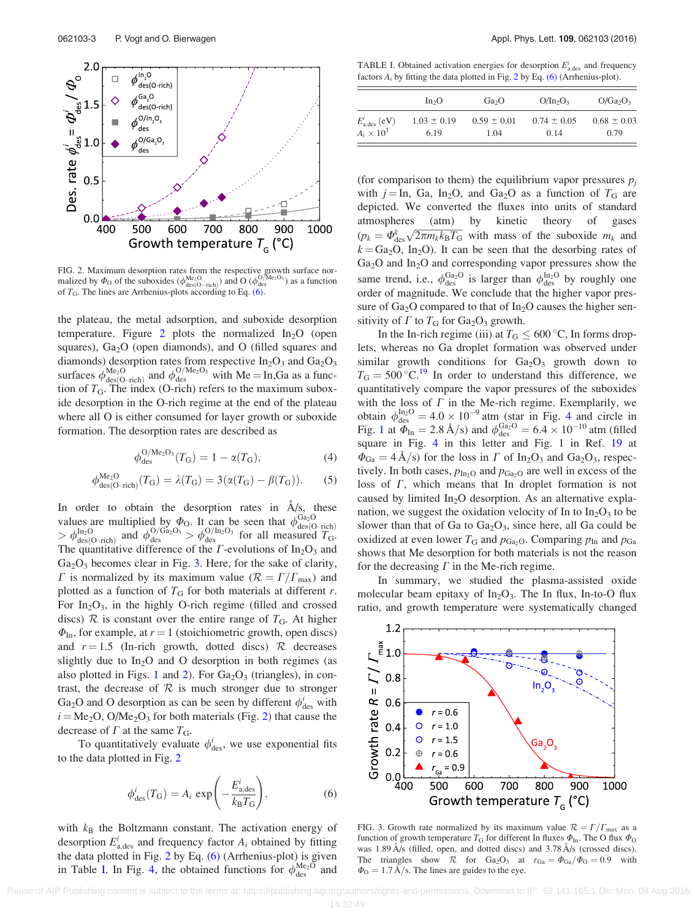FIG. 2. Maximum desorption rates from the respective growth surface normalized by $\Phi_O$ of the suboxides ($\phi^{Me_2O}_{des(O-rich)}$) and O ($\phi^{O/Me_2O_3}_{des}$) as a function of $T_G$. The lines are Arrhenius-plots according to Eq. (6).

the plateau, the metal adsorption, and suboxide desorption temperature. Figure 2 plots the normalized $In_2O$ (open squares), $Ga_2O$ (open diamonds), and O (filled squares and diamonds) desorption rates from respective $In_2O_3$ and $Ga_2O_3$ surfaces $\phi^{Me_2O}_{des(O-rich)}$ and $\phi^{O/Me_2O_3}_{des}$ with Me = In,Ga as a function of $T_G$. The index (O-rich) refers to the maximum suboxide desorption in the O-rich regime at the end of the plateau where all O is either consumed for layer growth or suboxide formation. The desorption rates are described as

$$\phi^{O/Me_2O_3}_{des}(T_G) = 1 - \alpha(T_G), \tag{4}$$

$$\phi^{Me_2O}_{des(O-rich)}(T_G) = \lambda(T_G) = 3(\alpha(T_G) - \beta(T_G)). \tag{5}$$

In order to obtain the desorption rates in Å/s, these values are multiplied by $\Phi_O$. It can be seen that $\phi^{Ga_2O}_{des(O-rich)} > \phi^{In_2O}_{des(O-rich)}$ and $\phi^{O/Ga_2O_3}_{des} > \phi^{O/In_2O_3}_{des}$ for all measured $T_G$. The quantitative difference of the $\Gamma$-evolutions of $In_2O_3$ and $Ga_2O_3$ becomes clear in Fig. 3. Here, for the sake of clarity, $\Gamma$ is normalized by its maximum value ($\mathcal{R} = \Gamma/\Gamma_{max}$) and plotted as a function of $T_G$ for both materials at different $r$. For $In_2O_3$, in the highly O-rich regime (filled and crossed discs) $\mathcal{R}$ is constant over the entire range of $T_G$. At higher $\Phi_{In}$, for example, at $r = 1$ (stoichiometric growth, open discs) and $r = 1.5$ (In-rich growth, dotted discs) $\mathcal{R}$ decreases slightly due to $In_2O$ and O desorption in both regimes (as also plotted in Figs. 1 and 2). For $Ga_2O_3$ (triangles), in contrast, the decrease of $\mathcal{R}$ is much stronger due to stronger $Ga_2O$ and O desorption as can be seen by different $\phi^i_{des}$ with $i = Me_2O$, $O/Me_2O_3$ for both materials (Fig. 2) that cause the decrease of $\Gamma$ at the same $T_G$.

To quantitatively evaluate $\phi^i_{des}$, we use exponential fits to the data plotted in Fig. 2

$$\phi^i_{des}(T_G) = A_i \exp\left(-\frac{E^i_{a,des}}{k_B T_G}\right), \tag{6}$$

with $k_B$ the Boltzmann constant. The activation energy of desorption $E^i_{a,des}$ and frequency factor $A_i$ obtained by fitting the data plotted in Fig. 2 by Eq. (6) (Arrhenius-plot) is given in Table I. In Fig. 4, the obtained functions for $\phi^{Me_2O}_{des}$ and (for comparison to them) the equilibrium vapor pressures $p_j$ with $j$ = In, Ga, $In_2O$, and $Ga_2O$ as a function of $T_G$ are depicted. We converted the fluxes into units of standard atmospheres (atm) by kinetic theory of gases ($p_k = \Phi^k_{des}\sqrt{2\pi m_k k_B T_G}$ with mass of the suboxide $m_k$ and $k = Ga_2O$, $In_2O$). It can be seen that the desorbing rates of $Ga_2O$ and $In_2O$ and corresponding vapor pressures show the same trend, i.e., $\phi^{Ga_2O}_{des}$ is larger than $\phi^{In_2O}_{des}$ by roughly one order of magnitude. We conclude that the higher vapor pressure of $Ga_2O$ compared to that of $In_2O$ causes the higher sensitivity of $\Gamma$ to $T_G$ for $Ga_2O_3$ growth.

TABLE I. Obtained activation energies for desorption $E^i_{a,des}$ and frequency factors $A_i$ by fitting the data plotted in Fig. 2 by Eq. (6) (Arrhenius-plot).

| | $In_2O$ | $Ga_2O$ | $O/In_2O_3$ | $O/Ga_2O_3$ |
|---|---|---|---|---|
| $E^i_{a,des}$ (eV) | 1.03 ± 0.19 | 0.59 ± 0.01 | 0.74 ± 0.05 | 0.68 ± 0.03 |
| $A_i \times 10^3$ | 6.19 | 1.04 | 0.14 | 0.79 |

In the In-rich regime (iii) at $T_G \leq 600\,°C$, In forms droplets, whereas no Ga droplet formation was observed under similar growth conditions for $Ga_2O_3$ growth down to $T_G = 500\,°C$.[19] In order to understand this difference, we quantitatively compare the vapor pressures of the suboxides with the loss of $\Gamma$ in the Me-rich regime. Exemplarily, we obtain $\phi^{In_2O}_{des} = 4.0 \times 10^{-9}$ atm (star in Fig. 4 and circle in Fig. 1 at $\Phi_{In} = 2.8$ Å/s) and $\phi^{Ga_2O}_{des} = 6.4 \times 10^{-10}$ atm (filled square in Fig. 4 in this letter and Fig. 1 in Ref. 19 at $\Phi_{Ga} = 4$ Å/s) for the loss in $\Gamma$ of $In_2O_3$ and $Ga_2O_3$, respectively. In both cases, $p_{In_2O}$ and $p_{Ga_2O}$ are well in excess of the loss of $\Gamma$, which means that In droplet formation is not caused by limited $In_2O$ desorption. As an alternative explanation, we suggest the oxidation velocity of In to $In_2O_3$ to be slower than that of Ga to $Ga_2O_3$, since here, all Ga could be oxidized at even lower $T_G$ and $p_{Ga_2O}$. Comparing $p_{In}$ and $p_{Ga}$ shows that Me desorption for both materials is not the reason for the decreasing $\Gamma$ in the Me-rich regime.

In summary, we studied the plasma-assisted oxide molecular beam epitaxy of $In_2O_3$. The In flux, In-to-O flux ratio, and growth temperature were systematically changed

FIG. 3. Growth rate normalized by its maximum value $\mathcal{R} = \Gamma/\Gamma_{max}$ as a function of growth temperature $T_G$ for different In fluxes $\Phi_{In}$. The O flux $\Phi_O$ was 1.89 Å/s (filled, open, and dotted discs) and 3.78 Å/s (crossed discs). The triangles show $\mathcal{R}$ for $Ga_2O_3$ at $r_{Ga} = \Phi_{Ga}/\Phi_O = 0.9$ with $\Phi_O = 1.7$ Å/s. The lines are guides to the eye.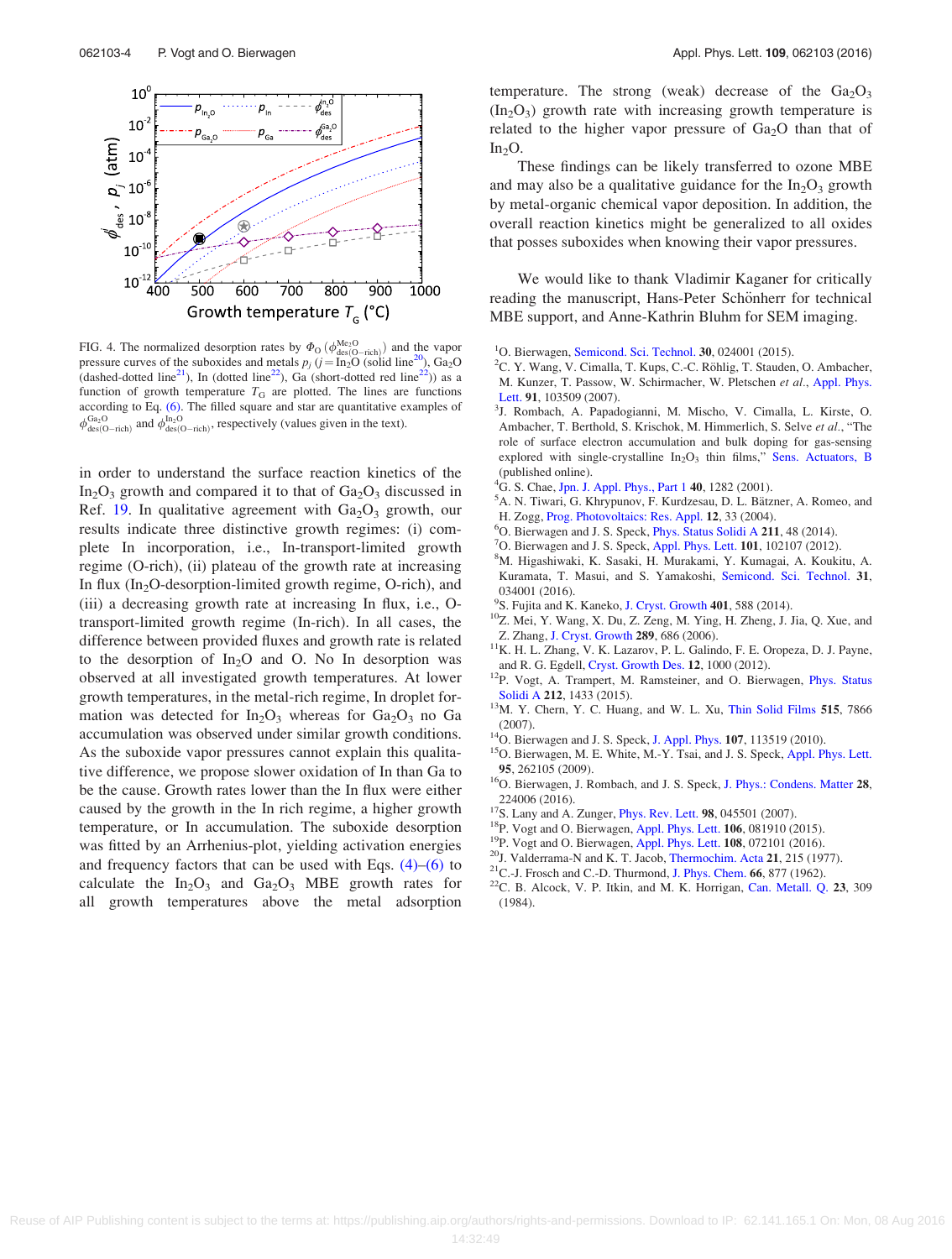$10^0$

$10^{-2}$

$10^{-4}$

$10^{-6}$

$10^{-8}$

$10^{-10}$

$10^{-12}$

$\phi_{des}^{j}$ , $p_j$ (atm)

400 500 600 700 800 900 1000

Growth temperature $T_G$ (°C)

$p_{In_2O}$ $p_{In}$ $\phi_{des}^{In_2O}$

$p_{Ga_2O}$ $p_{Ga}$ $\phi_{des}^{Ga_2O}$

FIG. 4. The normalized desorption rates by $\Phi_O$ ($\phi_{des(O-rich)}^{Me_2O}$) and the vapor pressure curves of the suboxides and metals $p_j$ ($j = In_2O$ (solid line[20]), $Ga_2O$ (dashed-dotted line[21]), In (dotted line[22]), Ga (short-dotted red line[22])) as a function of growth temperature $T_G$ are plotted. The lines are functions according to Eq. (6). The filled square and star are quantitative examples of $\phi_{des(O-rich)}^{Ga_2O}$ and $\phi_{des(O-rich)}^{In_2O}$, respectively (values given in the text).

in order to understand the surface reaction kinetics of the $In_2O_3$ growth and compared it to that of $Ga_2O_3$ discussed in Ref. 19. In qualitative agreement with $Ga_2O_3$ growth, our results indicate three distinctive growth regimes: (i) complete In incorporation, i.e., In-transport-limited growth regime (O-rich), (ii) plateau of the growth rate at increasing In flux ($In_2O$-desorption-limited growth regime, O-rich), and (iii) a decreasing growth rate at increasing In flux, i.e., O-transport-limited growth regime (In-rich). In all cases, the difference between provided fluxes and growth rate is related to the desorption of $In_2O$ and O. No In desorption was observed at all investigated growth temperatures. At lower growth temperatures, in the metal-rich regime, In droplet formation was detected for $In_2O_3$ whereas for $Ga_2O_3$ no Ga accumulation was observed under similar growth conditions. As the suboxide vapor pressures cannot explain this qualitative difference, we propose slower oxidation of In than Ga to be the cause. Growth rates lower than the In flux were either caused by the growth in the In rich regime, a higher growth temperature, or In accumulation. The suboxide desorption was fitted by an Arrhenius-plot, yielding activation energies and frequency factors that can be used with Eqs. (4)–(6) to calculate the $In_2O_3$ and $Ga_2O_3$ MBE growth rates for all growth temperatures above the metal adsorption temperature. The strong (weak) decrease of the $Ga_2O_3$ ($In_2O_3$) growth rate with increasing growth temperature is related to the higher vapor pressure of $Ga_2O$ than that of $In_2O$.

These findings can be likely transferred to ozone MBE and may also be a qualitative guidance for the $In_2O_3$ growth by metal-organic chemical vapor deposition. In addition, the overall reaction kinetics might be generalized to all oxides that posses suboxides when knowing their vapor pressures.

We would like to thank Vladimir Kaganer for critically reading the manuscript, Hans-Peter Schönherr for technical MBE support, and Anne-Kathrin Bluhm for SEM imaging.

[1] O. Bierwagen, Semicond. Sci. Technol. **30**, 024001 (2015).

[2] C. Y. Wang, V. Cimalla, T. Kups, C.-C. Röhlig, T. Stauden, O. Ambacher, M. Kunzer, T. Passow, W. Schirmacher, W. Pletschen *et al.*, Appl. Phys. Lett. **91**, 103509 (2007).

[3] J. Rombach, A. Papadogianni, M. Mischo, V. Cimalla, L. Kirste, O. Ambacher, T. Berthold, S. Krischok, M. Himmerlich, S. Selve *et al.*, "The role of surface electron accumulation and bulk doping for gas-sensing explored with single-crystalline $In_2O_3$ thin films," Sens. Actuators, B (published online).

[4] G. S. Chae, Jpn. J. Appl. Phys., Part 1 **40**, 1282 (2001).

[5] A. N. Tiwari, G. Khrypunov, F. Kurdzesau, D. L. Bätzner, A. Romeo, and H. Zogg, Prog. Photovoltaics: Res. Appl. **12**, 33 (2004).

[6] O. Bierwagen and J. S. Speck, Phys. Status Solidi A **211**, 48 (2014).

[7] O. Bierwagen and J. S. Speck, Appl. Phys. Lett. **101**, 102107 (2012).

[8] M. Higashiwaki, K. Sasaki, H. Murakami, Y. Kumagai, A. Koukitu, A. Kuramata, T. Masui, and S. Yamakoshi, Semicond. Sci. Technol. **31**, 034001 (2016).

[9] S. Fujita and K. Kaneko, J. Cryst. Growth **401**, 588 (2014).

[10] Z. Mei, Y. Wang, X. Du, Z. Zeng, M. Ying, H. Zheng, J. Jia, Q. Xue, and Z. Zhang, J. Cryst. Growth **289**, 686 (2006).

[11] K. H. L. Zhang, V. K. Lazarov, P. L. Galindo, F. E. Oropeza, D. J. Payne, and R. G. Egdell, Cryst. Growth Des. **12**, 1000 (2012).

[12] P. Vogt, A. Trampert, M. Ramsteiner, and O. Bierwagen, Phys. Status Solidi A **212**, 1433 (2015).

[13] M. Y. Chern, Y. C. Huang, and W. L. Xu, Thin Solid Films **515**, 7866 (2007).

[14] O. Bierwagen and J. S. Speck, J. Appl. Phys. **107**, 113519 (2010).

[15] O. Bierwagen, M. E. White, M.-Y. Tsai, and J. S. Speck, Appl. Phys. Lett. **95**, 262105 (2009).

[16] O. Bierwagen, J. Rombach, and J. S. Speck, J. Phys.: Condens. Matter **28**, 224006 (2016).

[17] S. Lany and A. Zunger, Phys. Rev. Lett. **98**, 045501 (2007).

[18] P. Vogt and O. Bierwagen, Appl. Phys. Lett. **106**, 081910 (2015).

[19] P. Vogt and O. Bierwagen, Appl. Phys. Lett. **108**, 072101 (2016).

[20] J. Valderrama-N and K. T. Jacob, Thermochim. Acta **21**, 215 (1977).

[21] C.-J. Frosch and C.-D. Thurmond, J. Phys. Chem. **66**, 877 (1962).

[22] C. B. Alcock, V. P. Itkin, and M. K. Horrigan, Can. Metall. Q. **23**, 309 (1984).